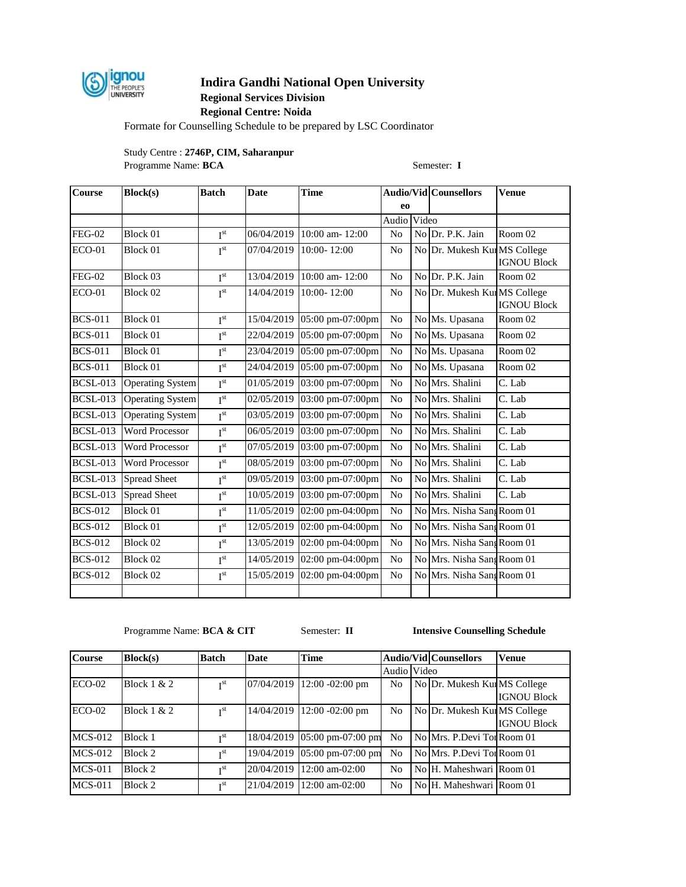# Indira Gandhi National Open University

### Regional Services Division

### Regional Centre: Noida

Formate for Counselling Schedule to be prepared by LSC Coordinator

Study Centre : **2746P, CIM, Saharanpur**

Programme Name: **BCA** Semester: **I**

| Course | Block(s) | Batch | Date | Time | Audio/Video | | Counsellors | Venue |
|---|---|---|---|---|---|---|---|---|
| | | | | | Audio | Video | | |
| FEG-02 | Block 01 | I$^{st}$ | 06/04/2019 | 10:00 am- 12:00 | No | No | Dr. P.K. Jain | Room 02 |
| ECO-01 | Block 01 | I$^{st}$ | 07/04/2019 | 10:00- 12:00 | No | No | Dr. Mukesh Ku | MS College IGNOU Block |
| FEG-02 | Block 03 | I$^{st}$ | 13/04/2019 | 10:00 am- 12:00 | No | No | Dr. P.K. Jain | Room 02 |
| ECO-01 | Block 02 | I$^{st}$ | 14/04/2019 | 10:00- 12:00 | No | No | Dr. Mukesh Ku | MS College IGNOU Block |
| BCS-011 | Block 01 | I$^{st}$ | 15/04/2019 | 05:00 pm-07:00pm | No | No | Ms. Upasana | Room 02 |
| BCS-011 | Block 01 | I$^{st}$ | 22/04/2019 | 05:00 pm-07:00pm | No | No | Ms. Upasana | Room 02 |
| BCS-011 | Block 01 | I$^{st}$ | 23/04/2019 | 05:00 pm-07:00pm | No | No | Ms. Upasana | Room 02 |
| BCS-011 | Block 01 | I$^{st}$ | 24/04/2019 | 05:00 pm-07:00pm | No | No | Ms. Upasana | Room 02 |
| BCSL-013 | Operating System | I$^{st}$ | 01/05/2019 | 03:00 pm-07:00pm | No | No | Mrs. Shalini | C. Lab |
| BCSL-013 | Operating System | I$^{st}$ | 02/05/2019 | 03:00 pm-07:00pm | No | No | Mrs. Shalini | C. Lab |
| BCSL-013 | Operating System | I$^{st}$ | 03/05/2019 | 03:00 pm-07:00pm | No | No | Mrs. Shalini | C. Lab |
| BCSL-013 | Word Processor | I$^{st}$ | 06/05/2019 | 03:00 pm-07:00pm | No | No | Mrs. Shalini | C. Lab |
| BCSL-013 | Word Processor | I$^{st}$ | 07/05/2019 | 03:00 pm-07:00pm | No | No | Mrs. Shalini | C. Lab |
| BCSL-013 | Word Processor | I$^{st}$ | 08/05/2019 | 03:00 pm-07:00pm | No | No | Mrs. Shalini | C. Lab |
| BCSL-013 | Spread Sheet | I$^{st}$ | 09/05/2019 | 03:00 pm-07:00pm | No | No | Mrs. Shalini | C. Lab |
| BCSL-013 | Spread Sheet | I$^{st}$ | 10/05/2019 | 03:00 pm-07:00pm | No | No | Mrs. Shalini | C. Lab |
| BCS-012 | Block 01 | I$^{st}$ | 11/05/2019 | 02:00 pm-04:00pm | No | No | Mrs. Nisha Sang | Room 01 |
| BCS-012 | Block 01 | I$^{st}$ | 12/05/2019 | 02:00 pm-04:00pm | No | No | Mrs. Nisha Sang | Room 01 |
| BCS-012 | Block 02 | I$^{st}$ | 13/05/2019 | 02:00 pm-04:00pm | No | No | Mrs. Nisha Sang | Room 01 |
| BCS-012 | Block 02 | I$^{st}$ | 14/05/2019 | 02:00 pm-04:00pm | No | No | Mrs. Nisha Sang | Room 01 |
| BCS-012 | Block 02 | I$^{st}$ | 15/05/2019 | 02:00 pm-04:00pm | No | No | Mrs. Nisha Sang | Room 01 |
| | | | | | | | | |

Programme Name: **BCA & CIT** Semester: **II** **Intensive Counselling Schedule**

| Course | Block(s) | Batch | Date | Time | Audio/Video | | Counsellors | Venue |
|---|---|---|---|---|---|---|---|---|
| | | | | | Audio | Video | | |
| ECO-02 | Block 1 & 2 | I$^{st}$ | 07/04/2019 | 12:00 -02:00 pm | No | No | Dr. Mukesh Ku | MS College IGNOU Block |
| ECO-02 | Block 1 & 2 | I$^{st}$ | 14/04/2019 | 12:00 -02:00 pm | No | No | Dr. Mukesh Ku | MS College IGNOU Block |
| MCS-012 | Block 1 | I$^{st}$ | 18/04/2019 | 05:00 pm-07:00 pm | No | No | Mrs. P.Devi To | Room 01 |
| MCS-012 | Block 2 | I$^{st}$ | 19/04/2019 | 05:00 pm-07:00 pm | No | No | Mrs. P.Devi To | Room 01 |
| MCS-011 | Block 2 | I$^{st}$ | 20/04/2019 | 12:00 am-02:00 | No | No | H. Maheshwari | Room 01 |
| MCS-011 | Block 2 | I$^{st}$ | 21/04/2019 | 12:00 am-02:00 | No | No | H. Maheshwari | Room 01 |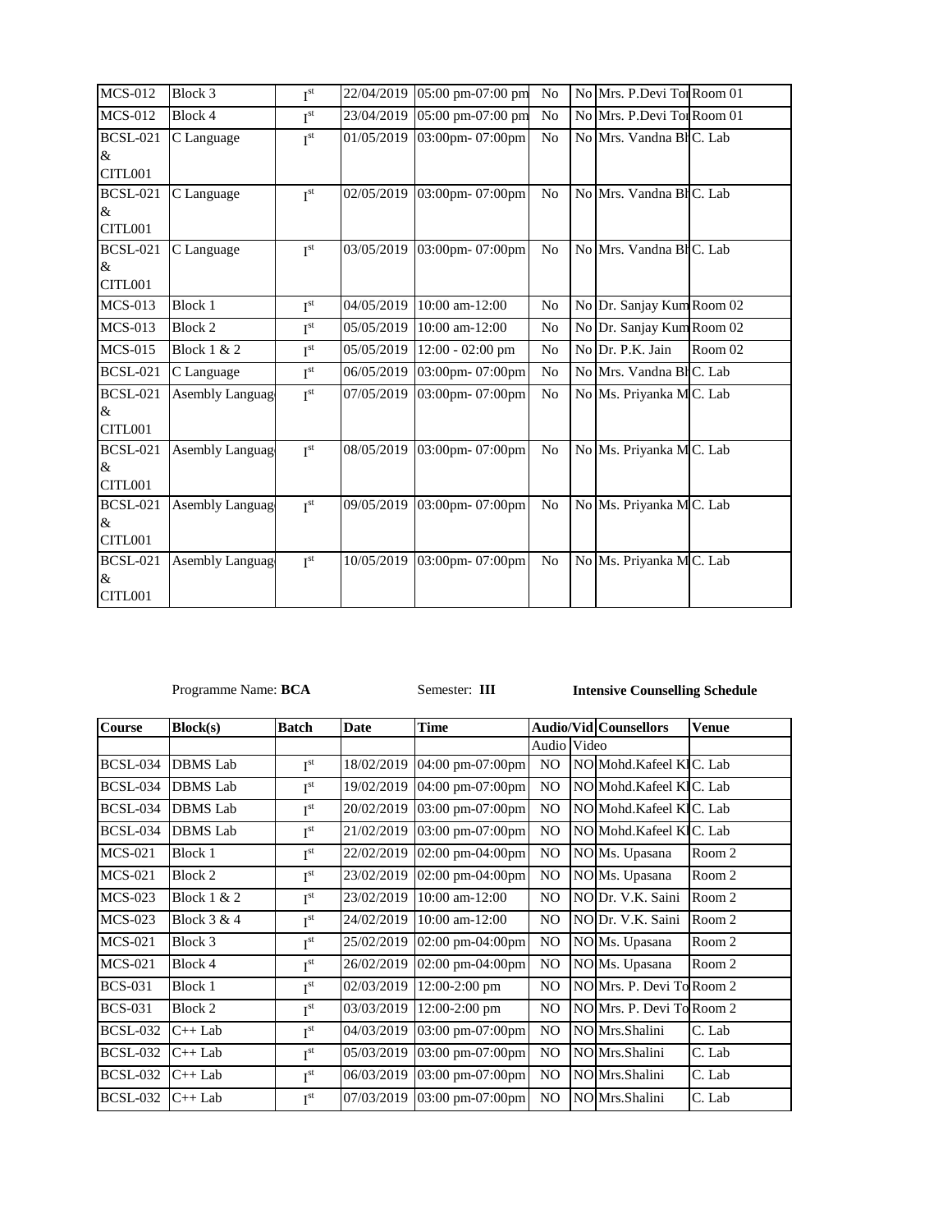| MCS-012 | Block 3 | I st | 22/04/2019 | 05:00 pm-07:00 pm | No | No | Mrs. P.Devi Tor | Room 01 |
|---|---|---|---|---|---|---|---|---|
| MCS-012 | Block 4 | I st | 23/04/2019 | 05:00 pm-07:00 pm | No | No | Mrs. P.Devi Tor | Room 01 |
| BCSL-021 & CITL001 | C Language | I st | 01/05/2019 | 03:00pm- 07:00pm | No | No | Mrs. Vandna Bh | C. Lab |
| BCSL-021 & CITL001 | C Language | I st | 02/05/2019 | 03:00pm- 07:00pm | No | No | Mrs. Vandna Bh | C. Lab |
| BCSL-021 & CITL001 | C Language | I st | 03/05/2019 | 03:00pm- 07:00pm | No | No | Mrs. Vandna Bh | C. Lab |
| MCS-013 | Block 1 | I st | 04/05/2019 | 10:00 am-12:00 | No | No | Dr. Sanjay Kum | Room 02 |
| MCS-013 | Block 2 | I st | 05/05/2019 | 10:00 am-12:00 | No | No | Dr. Sanjay Kum | Room 02 |
| MCS-015 | Block 1 & 2 | I st | 05/05/2019 | 12:00 - 02:00 pm | No | No | Dr. P.K. Jain | Room 02 |
| BCSL-021 | C Language | I st | 06/05/2019 | 03:00pm- 07:00pm | No | No | Mrs. Vandna Bh | C. Lab |
| BCSL-021 & CITL001 | Asembly Languag | I st | 07/05/2019 | 03:00pm- 07:00pm | No | No | Ms. Priyanka M | C. Lab |
| BCSL-021 & CITL001 | Asembly Languag | I st | 08/05/2019 | 03:00pm- 07:00pm | No | No | Ms. Priyanka M | C. Lab |
| BCSL-021 & CITL001 | Asembly Languag | I st | 09/05/2019 | 03:00pm- 07:00pm | No | No | Ms. Priyanka M | C. Lab |
| BCSL-021 & CITL001 | Asembly Languag | I st | 10/05/2019 | 03:00pm- 07:00pm | No | No | Ms. Priyanka M | C. Lab |

Programme Name: **BCA** Semester: **III** **Intensive Counselling Schedule**

| Course | Block(s) | Batch | Date | Time | Audio/Vid | | Counsellors | Venue |
|---|---|---|---|---|---|---|---|---|
| | | | | | Audio | Video | | |
| BCSL-034 | DBMS Lab | I st | 18/02/2019 | 04:00 pm-07:00pm | NO | NO | Mohd.Kafeel Kh | C. Lab |
| BCSL-034 | DBMS Lab | I st | 19/02/2019 | 04:00 pm-07:00pm | NO | NO | Mohd.Kafeel Kh | C. Lab |
| BCSL-034 | DBMS Lab | I st | 20/02/2019 | 03:00 pm-07:00pm | NO | NO | Mohd.Kafeel Kh | C. Lab |
| BCSL-034 | DBMS Lab | I st | 21/02/2019 | 03:00 pm-07:00pm | NO | NO | Mohd.Kafeel Kh | C. Lab |
| MCS-021 | Block 1 | I st | 22/02/2019 | 02:00 pm-04:00pm | NO | NO | Ms. Upasana | Room 2 |
| MCS-021 | Block 2 | I st | 23/02/2019 | 02:00 pm-04:00pm | NO | NO | Ms. Upasana | Room 2 |
| MCS-023 | Block 1 & 2 | I st | 23/02/2019 | 10:00 am-12:00 | NO | NO | Dr. V.K. Saini | Room 2 |
| MCS-023 | Block 3 & 4 | I st | 24/02/2019 | 10:00 am-12:00 | NO | NO | Dr. V.K. Saini | Room 2 |
| MCS-021 | Block 3 | I st | 25/02/2019 | 02:00 pm-04:00pm | NO | NO | Ms. Upasana | Room 2 |
| MCS-021 | Block 4 | I st | 26/02/2019 | 02:00 pm-04:00pm | NO | NO | Ms. Upasana | Room 2 |
| BCS-031 | Block 1 | I st | 02/03/2019 | 12:00-2:00 pm | NO | NO | Mrs. P. Devi To | Room 2 |
| BCS-031 | Block 2 | I st | 03/03/2019 | 12:00-2:00 pm | NO | NO | Mrs. P. Devi To | Room 2 |
| BCSL-032 | C++ Lab | I st | 04/03/2019 | 03:00 pm-07:00pm | NO | NO | Mrs.Shalini | C. Lab |
| BCSL-032 | C++ Lab | I st | 05/03/2019 | 03:00 pm-07:00pm | NO | NO | Mrs.Shalini | C. Lab |
| BCSL-032 | C++ Lab | I st | 06/03/2019 | 03:00 pm-07:00pm | NO | NO | Mrs.Shalini | C. Lab |
| BCSL-032 | C++ Lab | I st | 07/03/2019 | 03:00 pm-07:00pm | NO | NO | Mrs.Shalini | C. Lab |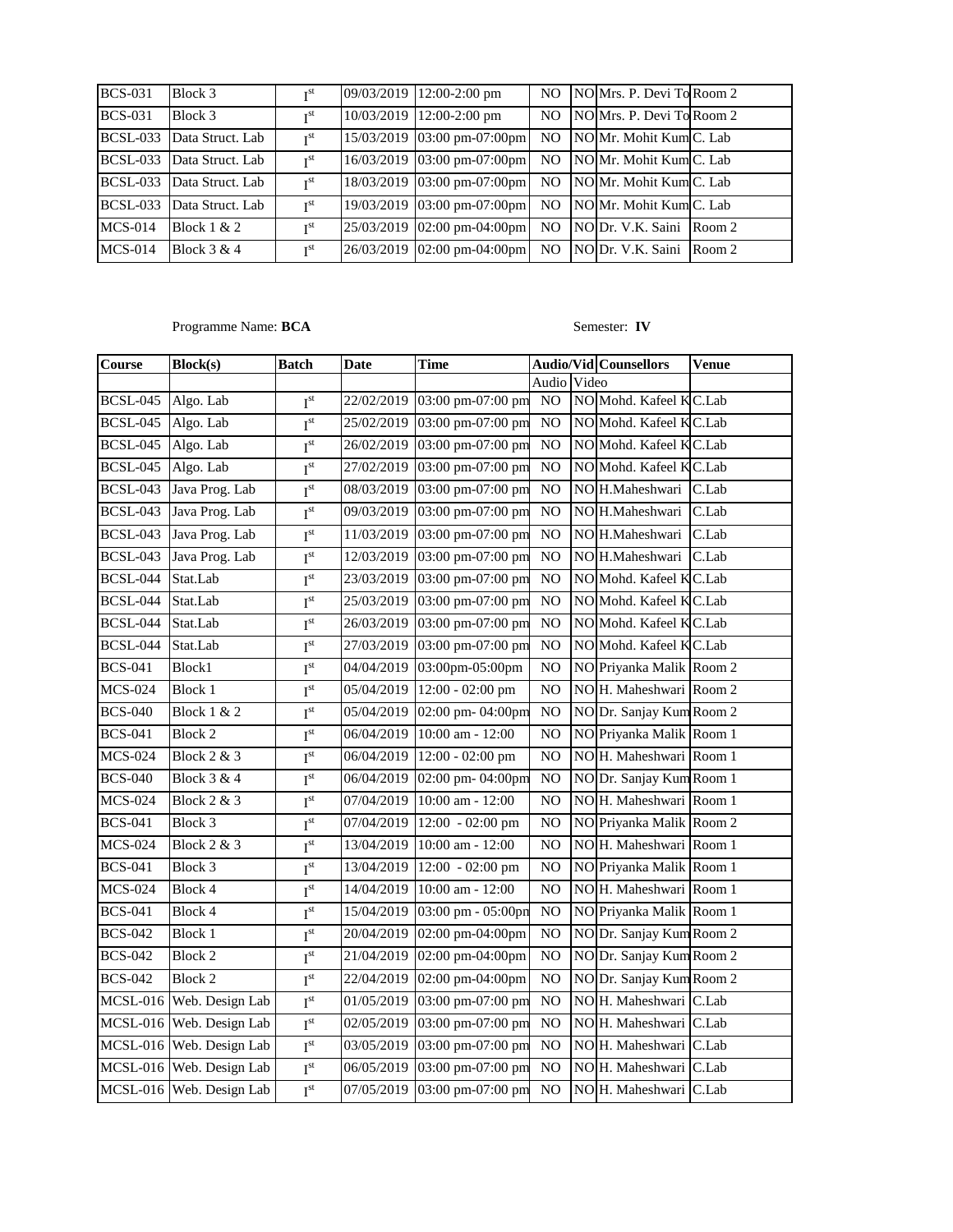| | | | | | | | | |
|---|---|---|---|---|---|---|---|---|
| BCS-031 | Block 3 | I[st] | 09/03/2019 | 12:00-2:00 pm | NO | NO | Mrs. P. Devi To | Room 2 |
| BCS-031 | Block 3 | I[st] | 10/03/2019 | 12:00-2:00 pm | NO | NO | Mrs. P. Devi To | Room 2 |
| BCSL-033 | Data Struct. Lab | I[st] | 15/03/2019 | 03:00 pm-07:00pm | NO | NO | Mr. Mohit Kum | C. Lab |
| BCSL-033 | Data Struct. Lab | I[st] | 16/03/2019 | 03:00 pm-07:00pm | NO | NO | Mr. Mohit Kum | C. Lab |
| BCSL-033 | Data Struct. Lab | I[st] | 18/03/2019 | 03:00 pm-07:00pm | NO | NO | Mr. Mohit Kum | C. Lab |
| BCSL-033 | Data Struct. Lab | I[st] | 19/03/2019 | 03:00 pm-07:00pm | NO | NO | Mr. Mohit Kum | C. Lab |
| MCS-014 | Block 1 & 2 | I[st] | 25/03/2019 | 02:00 pm-04:00pm | NO | NO | Dr. V.K. Saini | Room 2 |
| MCS-014 | Block 3 & 4 | I[st] | 26/03/2019 | 02:00 pm-04:00pm | NO | NO | Dr. V.K. Saini | Room 2 |

Programme Name: **BCA** Semester: **IV**

| Course | Block(s) | Batch | Date | Time | Audio/Video | | Counsellors | Venue |
|---|---|---|---|---|---|---|---|---|
| | | | | | Audio | Video | | |
| BCSL-045 | Algo. Lab | I[st] | 22/02/2019 | 03:00 pm-07:00 pm | NO | NO | Mohd. Kafeel K | C.Lab |
| BCSL-045 | Algo. Lab | I[st] | 25/02/2019 | 03:00 pm-07:00 pm | NO | NO | Mohd. Kafeel K | C.Lab |
| BCSL-045 | Algo. Lab | I[st] | 26/02/2019 | 03:00 pm-07:00 pm | NO | NO | Mohd. Kafeel K | C.Lab |
| BCSL-045 | Algo. Lab | I[st] | 27/02/2019 | 03:00 pm-07:00 pm | NO | NO | Mohd. Kafeel K | C.Lab |
| BCSL-043 | Java Prog. Lab | I[st] | 08/03/2019 | 03:00 pm-07:00 pm | NO | NO | H.Maheshwari | C.Lab |
| BCSL-043 | Java Prog. Lab | I[st] | 09/03/2019 | 03:00 pm-07:00 pm | NO | NO | H.Maheshwari | C.Lab |
| BCSL-043 | Java Prog. Lab | I[st] | 11/03/2019 | 03:00 pm-07:00 pm | NO | NO | H.Maheshwari | C.Lab |
| BCSL-043 | Java Prog. Lab | I[st] | 12/03/2019 | 03:00 pm-07:00 pm | NO | NO | H.Maheshwari | C.Lab |
| BCSL-044 | Stat.Lab | I[st] | 23/03/2019 | 03:00 pm-07:00 pm | NO | NO | Mohd. Kafeel K | C.Lab |
| BCSL-044 | Stat.Lab | I[st] | 25/03/2019 | 03:00 pm-07:00 pm | NO | NO | Mohd. Kafeel K | C.Lab |
| BCSL-044 | Stat.Lab | I[st] | 26/03/2019 | 03:00 pm-07:00 pm | NO | NO | Mohd. Kafeel K | C.Lab |
| BCSL-044 | Stat.Lab | I[st] | 27/03/2019 | 03:00 pm-07:00 pm | NO | NO | Mohd. Kafeel K | C.Lab |
| BCS-041 | Block1 | I[st] | 04/04/2019 | 03:00pm-05:00pm | NO | NO | Priyanka Malik | Room 2 |
| MCS-024 | Block 1 | I[st] | 05/04/2019 | 12:00 - 02:00 pm | NO | NO | H. Maheshwari | Room 2 |
| BCS-040 | Block 1 & 2 | I[st] | 05/04/2019 | 02:00 pm- 04:00pm | NO | NO | Dr. Sanjay Kum | Room 2 |
| BCS-041 | Block 2 | I[st] | 06/04/2019 | 10:00 am - 12:00 | NO | NO | Priyanka Malik | Room 1 |
| MCS-024 | Block 2 & 3 | I[st] | 06/04/2019 | 12:00 - 02:00 pm | NO | NO | H. Maheshwari | Room 1 |
| BCS-040 | Block 3 & 4 | I[st] | 06/04/2019 | 02:00 pm- 04:00pm | NO | NO | Dr. Sanjay Kum | Room 1 |
| MCS-024 | Block 2 & 3 | I[st] | 07/04/2019 | 10:00 am - 12:00 | NO | NO | H. Maheshwari | Room 1 |
| BCS-041 | Block 3 | I[st] | 07/04/2019 | 12:00 - 02:00 pm | NO | NO | Priyanka Malik | Room 2 |
| MCS-024 | Block 2 & 3 | I[st] | 13/04/2019 | 10:00 am - 12:00 | NO | NO | H. Maheshwari | Room 1 |
| BCS-041 | Block 3 | I[st] | 13/04/2019 | 12:00 - 02:00 pm | NO | NO | Priyanka Malik | Room 1 |
| MCS-024 | Block 4 | I[st] | 14/04/2019 | 10:00 am - 12:00 | NO | NO | H. Maheshwari | Room 1 |
| BCS-041 | Block 4 | I[st] | 15/04/2019 | 03:00 pm - 05:00pn | NO | NO | Priyanka Malik | Room 1 |
| BCS-042 | Block 1 | I[st] | 20/04/2019 | 02:00 pm-04:00pm | NO | NO | Dr. Sanjay Kum | Room 2 |
| BCS-042 | Block 2 | I[st] | 21/04/2019 | 02:00 pm-04:00pm | NO | NO | Dr. Sanjay Kum | Room 2 |
| BCS-042 | Block 2 | I[st] | 22/04/2019 | 02:00 pm-04:00pm | NO | NO | Dr. Sanjay Kum | Room 2 |
| MCSL-016 | Web. Design Lab | I[st] | 01/05/2019 | 03:00 pm-07:00 pm | NO | NO | H. Maheshwari | C.Lab |
| MCSL-016 | Web. Design Lab | I[st] | 02/05/2019 | 03:00 pm-07:00 pm | NO | NO | H. Maheshwari | C.Lab |
| MCSL-016 | Web. Design Lab | I[st] | 03/05/2019 | 03:00 pm-07:00 pm | NO | NO | H. Maheshwari | C.Lab |
| MCSL-016 | Web. Design Lab | I[st] | 06/05/2019 | 03:00 pm-07:00 pm | NO | NO | H. Maheshwari | C.Lab |
| MCSL-016 | Web. Design Lab | I[st] | 07/05/2019 | 03:00 pm-07:00 pm | NO | NO | H. Maheshwari | C.Lab |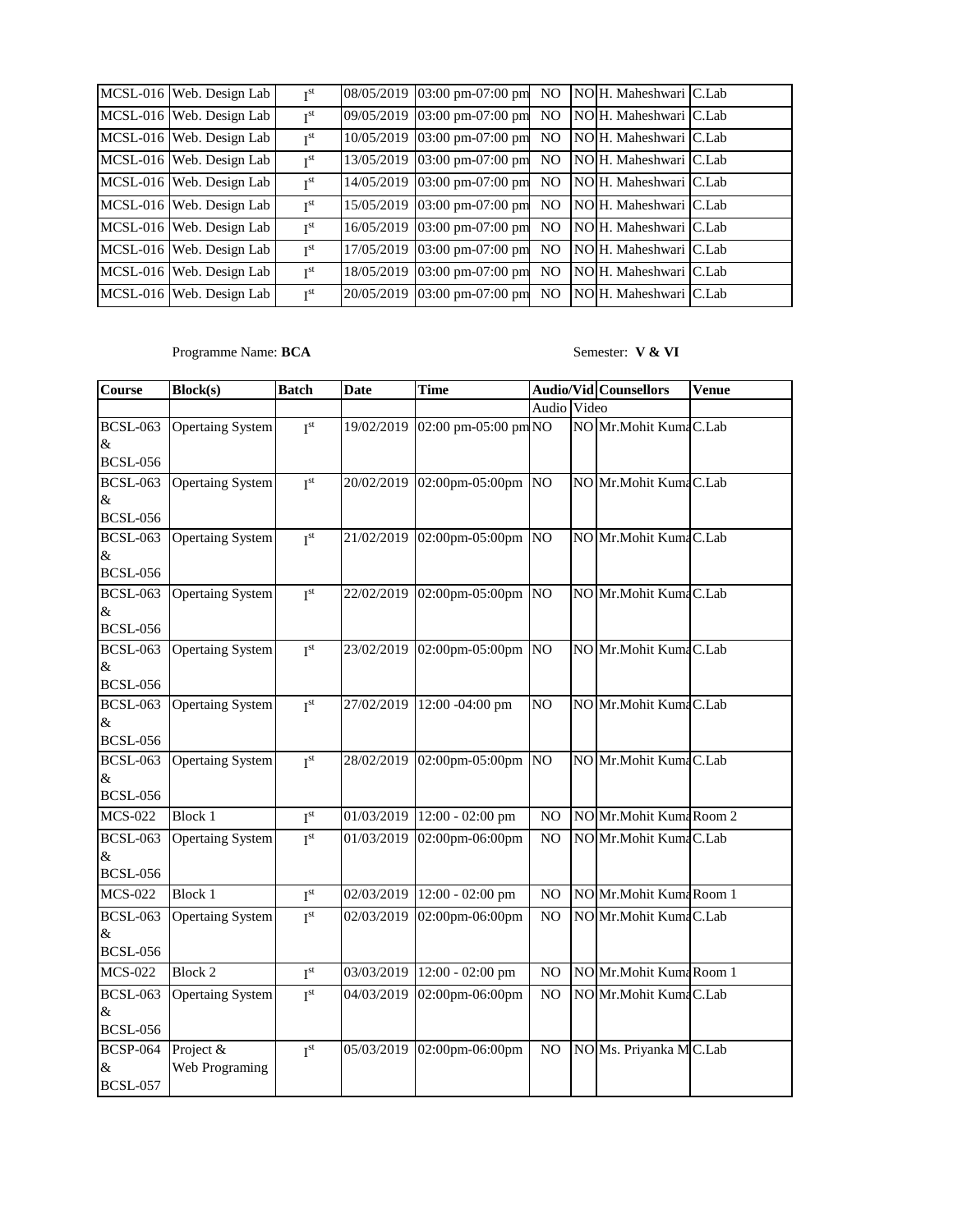| MCSL-016 | Web. Design Lab | I[st] | 08/05/2019 | 03:00 pm-07:00 pm | NO | NO | H. Maheshwari | C.Lab |
|---|---|---|---|---|---|---|---|---|
| MCSL-016 | Web. Design Lab | I[st] | 09/05/2019 | 03:00 pm-07:00 pm | NO | NO | H. Maheshwari | C.Lab |
| MCSL-016 | Web. Design Lab | I[st] | 10/05/2019 | 03:00 pm-07:00 pm | NO | NO | H. Maheshwari | C.Lab |
| MCSL-016 | Web. Design Lab | I[st] | 13/05/2019 | 03:00 pm-07:00 pm | NO | NO | H. Maheshwari | C.Lab |
| MCSL-016 | Web. Design Lab | I[st] | 14/05/2019 | 03:00 pm-07:00 pm | NO | NO | H. Maheshwari | C.Lab |
| MCSL-016 | Web. Design Lab | I[st] | 15/05/2019 | 03:00 pm-07:00 pm | NO | NO | H. Maheshwari | C.Lab |
| MCSL-016 | Web. Design Lab | I[st] | 16/05/2019 | 03:00 pm-07:00 pm | NO | NO | H. Maheshwari | C.Lab |
| MCSL-016 | Web. Design Lab | I[st] | 17/05/2019 | 03:00 pm-07:00 pm | NO | NO | H. Maheshwari | C.Lab |
| MCSL-016 | Web. Design Lab | I[st] | 18/05/2019 | 03:00 pm-07:00 pm | NO | NO | H. Maheshwari | C.Lab |
| MCSL-016 | Web. Design Lab | I[st] | 20/05/2019 | 03:00 pm-07:00 pm | NO | NO | H. Maheshwari | C.Lab |

Programme Name: **BCA** Semester: **V & VI**

| Course | Block(s) | Batch | Date | Time | Audio/Video | | Counsellors | Venue |
|---|---|---|---|---|---|---|---|---|
| | | | | | Audio | Video | | |
| BCSL-063 & BCSL-056 | Opertaing System | I[st] | 19/02/2019 | 02:00 pm-05:00 pm | NO | NO | Mr.Mohit Kuma | C.Lab |
| BCSL-063 & BCSL-056 | Opertaing System | I[st] | 20/02/2019 | 02:00pm-05:00pm | NO | NO | Mr.Mohit Kuma | C.Lab |
| BCSL-063 & BCSL-056 | Opertaing System | I[st] | 21/02/2019 | 02:00pm-05:00pm | NO | NO | Mr.Mohit Kuma | C.Lab |
| BCSL-063 & BCSL-056 | Opertaing System | I[st] | 22/02/2019 | 02:00pm-05:00pm | NO | NO | Mr.Mohit Kuma | C.Lab |
| BCSL-063 & BCSL-056 | Opertaing System | I[st] | 23/02/2019 | 02:00pm-05:00pm | NO | NO | Mr.Mohit Kuma | C.Lab |
| BCSL-063 & BCSL-056 | Opertaing System | I[st] | 27/02/2019 | 12:00 -04:00 pm | NO | NO | Mr.Mohit Kuma | C.Lab |
| BCSL-063 & BCSL-056 | Opertaing System | I[st] | 28/02/2019 | 02:00pm-05:00pm | NO | NO | Mr.Mohit Kuma | C.Lab |
| MCS-022 | Block 1 | I[st] | 01/03/2019 | 12:00 - 02:00 pm | NO | NO | Mr.Mohit Kuma | Room 2 |
| BCSL-063 & BCSL-056 | Opertaing System | I[st] | 01/03/2019 | 02:00pm-06:00pm | NO | NO | Mr.Mohit Kuma | C.Lab |
| MCS-022 | Block 1 | I[st] | 02/03/2019 | 12:00 - 02:00 pm | NO | NO | Mr.Mohit Kuma | Room 1 |
| BCSL-063 & BCSL-056 | Opertaing System | I[st] | 02/03/2019 | 02:00pm-06:00pm | NO | NO | Mr.Mohit Kuma | C.Lab |
| MCS-022 | Block 2 | I[st] | 03/03/2019 | 12:00 - 02:00 pm | NO | NO | Mr.Mohit Kuma | Room 1 |
| BCSL-063 & BCSL-056 | Opertaing System | I[st] | 04/03/2019 | 02:00pm-06:00pm | NO | NO | Mr.Mohit Kuma | C.Lab |
| BCSP-064 & BCSL-057 | Project & Web Programing | I[st] | 05/03/2019 | 02:00pm-06:00pm | NO | NO | Ms. Priyanka M | C.Lab |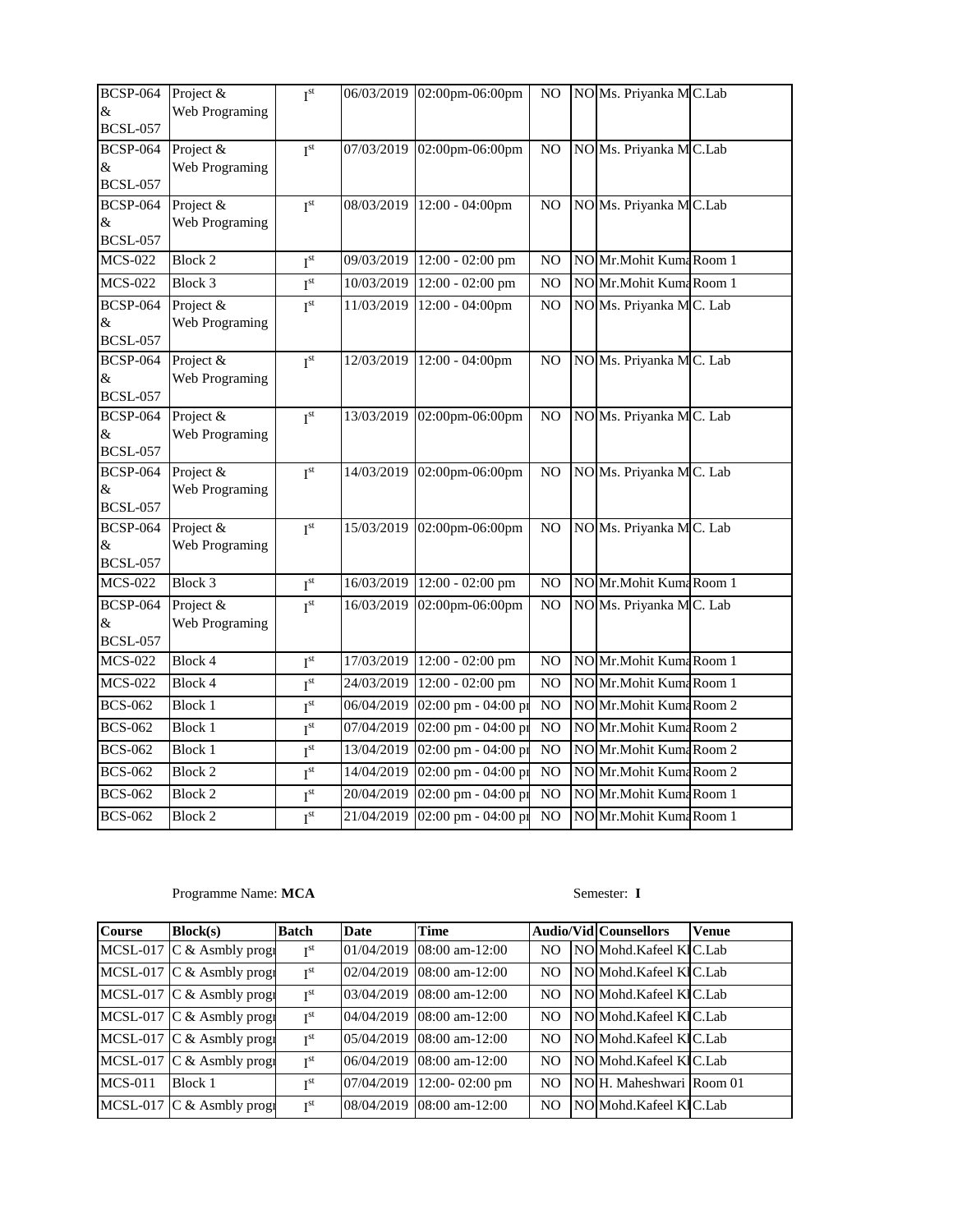| | | | | | | | | |
|---|---|---|---|---|---|---|---|---|
| BCSP-064 & BCSL-057 | Project & Web Programing | I[st] | 06/03/2019 | 02:00pm-06:00pm | NO | NO | Ms. Priyanka M | C.Lab |
| BCSP-064 & BCSL-057 | Project & Web Programing | I[st] | 07/03/2019 | 02:00pm-06:00pm | NO | NO | Ms. Priyanka M | C.Lab |
| BCSP-064 & BCSL-057 | Project & Web Programing | I[st] | 08/03/2019 | 12:00 - 04:00pm | NO | NO | Ms. Priyanka M | C.Lab |
| MCS-022 | Block 2 | I[st] | 09/03/2019 | 12:00 - 02:00 pm | NO | NO | Mr.Mohit Kuma | Room 1 |
| MCS-022 | Block 3 | I[st] | 10/03/2019 | 12:00 - 02:00 pm | NO | NO | Mr.Mohit Kuma | Room 1 |
| BCSP-064 & BCSL-057 | Project & Web Programing | I[st] | 11/03/2019 | 12:00 - 04:00pm | NO | NO | Ms. Priyanka M | C. Lab |
| BCSP-064 & BCSL-057 | Project & Web Programing | I[st] | 12/03/2019 | 12:00 - 04:00pm | NO | NO | Ms. Priyanka M | C. Lab |
| BCSP-064 & BCSL-057 | Project & Web Programing | I[st] | 13/03/2019 | 02:00pm-06:00pm | NO | NO | Ms. Priyanka M | C. Lab |
| BCSP-064 & BCSL-057 | Project & Web Programing | I[st] | 14/03/2019 | 02:00pm-06:00pm | NO | NO | Ms. Priyanka M | C. Lab |
| BCSP-064 & BCSL-057 | Project & Web Programing | I[st] | 15/03/2019 | 02:00pm-06:00pm | NO | NO | Ms. Priyanka M | C. Lab |
| MCS-022 | Block 3 | I[st] | 16/03/2019 | 12:00 - 02:00 pm | NO | NO | Mr.Mohit Kuma | Room 1 |
| BCSP-064 & BCSL-057 | Project & Web Programing | I[st] | 16/03/2019 | 02:00pm-06:00pm | NO | NO | Ms. Priyanka M | C. Lab |
| MCS-022 | Block 4 | I[st] | 17/03/2019 | 12:00 - 02:00 pm | NO | NO | Mr.Mohit Kuma | Room 1 |
| MCS-022 | Block 4 | I[st] | 24/03/2019 | 12:00 - 02:00 pm | NO | NO | Mr.Mohit Kuma | Room 1 |
| BCS-062 | Block 1 | I[st] | 06/04/2019 | 02:00 pm - 04:00 pı | NO | NO | Mr.Mohit Kuma | Room 2 |
| BCS-062 | Block 1 | I[st] | 07/04/2019 | 02:00 pm - 04:00 pı | NO | NO | Mr.Mohit Kuma | Room 2 |
| BCS-062 | Block 1 | I[st] | 13/04/2019 | 02:00 pm - 04:00 pı | NO | NO | Mr.Mohit Kuma | Room 2 |
| BCS-062 | Block 2 | I[st] | 14/04/2019 | 02:00 pm - 04:00 pı | NO | NO | Mr.Mohit Kuma | Room 2 |
| BCS-062 | Block 2 | I[st] | 20/04/2019 | 02:00 pm - 04:00 pı | NO | NO | Mr.Mohit Kuma | Room 1 |
| BCS-062 | Block 2 | I[st] | 21/04/2019 | 02:00 pm - 04:00 pı | NO | NO | Mr.Mohit Kuma | Room 1 |

Programme Name: **MCA** Semester: **I**

| Course | Block(s) | Batch | Date | Time | Audio/Vid | | Counsellors | Venue |
|---|---|---|---|---|---|---|---|---|
| MCSL-017 | C & Asmbly progı | I[st] | 01/04/2019 | 08:00 am-12:00 | NO | NO | Mohd.Kafeel Kl | C.Lab |
| MCSL-017 | C & Asmbly progı | I[st] | 02/04/2019 | 08:00 am-12:00 | NO | NO | Mohd.Kafeel Kl | C.Lab |
| MCSL-017 | C & Asmbly progı | I[st] | 03/04/2019 | 08:00 am-12:00 | NO | NO | Mohd.Kafeel Kl | C.Lab |
| MCSL-017 | C & Asmbly progı | I[st] | 04/04/2019 | 08:00 am-12:00 | NO | NO | Mohd.Kafeel Kl | C.Lab |
| MCSL-017 | C & Asmbly progı | I[st] | 05/04/2019 | 08:00 am-12:00 | NO | NO | Mohd.Kafeel Kl | C.Lab |
| MCSL-017 | C & Asmbly progı | I[st] | 06/04/2019 | 08:00 am-12:00 | NO | NO | Mohd.Kafeel Kl | C.Lab |
| MCS-011 | Block 1 | I[st] | 07/04/2019 | 12:00- 02:00 pm | NO | NO | H. Maheshwari | Room 01 |
| MCSL-017 | C & Asmbly progı | I[st] | 08/04/2019 | 08:00 am-12:00 | NO | NO | Mohd.Kafeel Kl | C.Lab |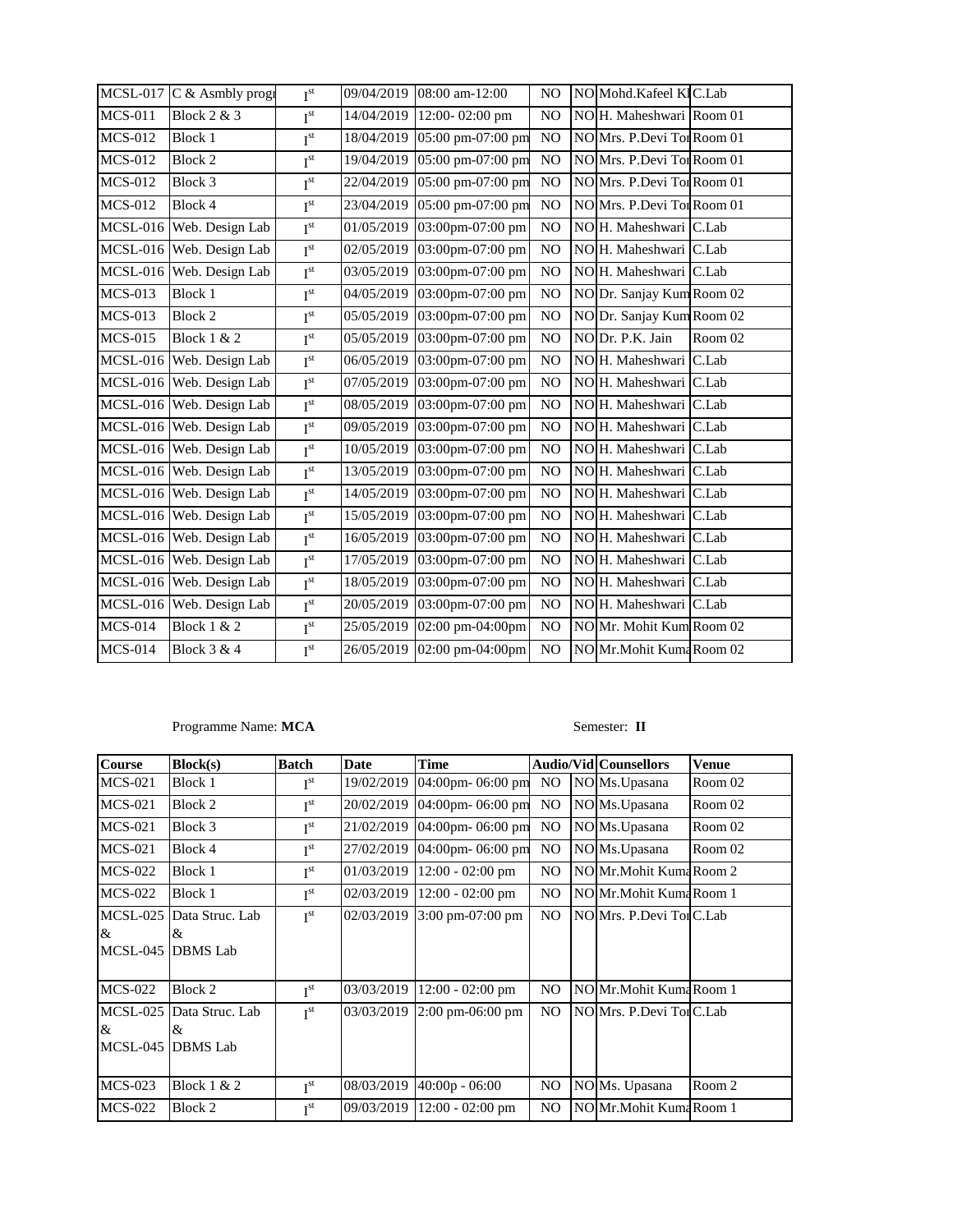| | | | | | | | | |
|---|---|---|---|---|---|---|---|---|
| MCSL-017 | C & Asmbly progr | I[st] | 09/04/2019 | 08:00 am-12:00 | NO | NO | Mohd.Kafeel Kl | C.Lab |
| MCS-011 | Block 2 & 3 | I[st] | 14/04/2019 | 12:00- 02:00 pm | NO | NO | H. Maheshwari | Room 01 |
| MCS-012 | Block 1 | I[st] | 18/04/2019 | 05:00 pm-07:00 pm | NO | NO | Mrs. P.Devi Tor | Room 01 |
| MCS-012 | Block 2 | I[st] | 19/04/2019 | 05:00 pm-07:00 pm | NO | NO | Mrs. P.Devi Tor | Room 01 |
| MCS-012 | Block 3 | I[st] | 22/04/2019 | 05:00 pm-07:00 pm | NO | NO | Mrs. P.Devi Tor | Room 01 |
| MCS-012 | Block 4 | I[st] | 23/04/2019 | 05:00 pm-07:00 pm | NO | NO | Mrs. P.Devi Tor | Room 01 |
| MCSL-016 | Web. Design Lab | I[st] | 01/05/2019 | 03:00pm-07:00 pm | NO | NO | H. Maheshwari | C.Lab |
| MCSL-016 | Web. Design Lab | I[st] | 02/05/2019 | 03:00pm-07:00 pm | NO | NO | H. Maheshwari | C.Lab |
| MCSL-016 | Web. Design Lab | I[st] | 03/05/2019 | 03:00pm-07:00 pm | NO | NO | H. Maheshwari | C.Lab |
| MCS-013 | Block 1 | I[st] | 04/05/2019 | 03:00pm-07:00 pm | NO | NO | Dr. Sanjay Kum | Room 02 |
| MCS-013 | Block 2 | I[st] | 05/05/2019 | 03:00pm-07:00 pm | NO | NO | Dr. Sanjay Kum | Room 02 |
| MCS-015 | Block 1 & 2 | I[st] | 05/05/2019 | 03:00pm-07:00 pm | NO | NO | Dr. P.K. Jain | Room 02 |
| MCSL-016 | Web. Design Lab | I[st] | 06/05/2019 | 03:00pm-07:00 pm | NO | NO | H. Maheshwari | C.Lab |
| MCSL-016 | Web. Design Lab | I[st] | 07/05/2019 | 03:00pm-07:00 pm | NO | NO | H. Maheshwari | C.Lab |
| MCSL-016 | Web. Design Lab | I[st] | 08/05/2019 | 03:00pm-07:00 pm | NO | NO | H. Maheshwari | C.Lab |
| MCSL-016 | Web. Design Lab | I[st] | 09/05/2019 | 03:00pm-07:00 pm | NO | NO | H. Maheshwari | C.Lab |
| MCSL-016 | Web. Design Lab | I[st] | 10/05/2019 | 03:00pm-07:00 pm | NO | NO | H. Maheshwari | C.Lab |
| MCSL-016 | Web. Design Lab | I[st] | 13/05/2019 | 03:00pm-07:00 pm | NO | NO | H. Maheshwari | C.Lab |
| MCSL-016 | Web. Design Lab | I[st] | 14/05/2019 | 03:00pm-07:00 pm | NO | NO | H. Maheshwari | C.Lab |
| MCSL-016 | Web. Design Lab | I[st] | 15/05/2019 | 03:00pm-07:00 pm | NO | NO | H. Maheshwari | C.Lab |
| MCSL-016 | Web. Design Lab | I[st] | 16/05/2019 | 03:00pm-07:00 pm | NO | NO | H. Maheshwari | C.Lab |
| MCSL-016 | Web. Design Lab | I[st] | 17/05/2019 | 03:00pm-07:00 pm | NO | NO | H. Maheshwari | C.Lab |
| MCSL-016 | Web. Design Lab | I[st] | 18/05/2019 | 03:00pm-07:00 pm | NO | NO | H. Maheshwari | C.Lab |
| MCSL-016 | Web. Design Lab | I[st] | 20/05/2019 | 03:00pm-07:00 pm | NO | NO | H. Maheshwari | C.Lab |
| MCS-014 | Block 1 & 2 | I[st] | 25/05/2019 | 02:00 pm-04:00pm | NO | NO | Mr. Mohit Kum | Room 02 |
| MCS-014 | Block 3 & 4 | I[st] | 26/05/2019 | 02:00 pm-04:00pm | NO | NO | Mr.Mohit Kuma | Room 02 |

Programme Name: **MCA** Semester: **II**

| Course | Block(s) | Batch | Date | Time | Audio/Vid | | Counsellors | Venue |
|---|---|---|---|---|---|---|---|---|
| MCS-021 | Block 1 | I[st] | 19/02/2019 | 04:00pm- 06:00 pm | NO | NO | Ms.Upasana | Room 02 |
| MCS-021 | Block 2 | I[st] | 20/02/2019 | 04:00pm- 06:00 pm | NO | NO | Ms.Upasana | Room 02 |
| MCS-021 | Block 3 | I[st] | 21/02/2019 | 04:00pm- 06:00 pm | NO | NO | Ms.Upasana | Room 02 |
| MCS-021 | Block 4 | I[st] | 27/02/2019 | 04:00pm- 06:00 pm | NO | NO | Ms.Upasana | Room 02 |
| MCS-022 | Block 1 | I[st] | 01/03/2019 | 12:00 - 02:00 pm | NO | NO | Mr.Mohit Kuma | Room 2 |
| MCS-022 | Block 1 | I[st] | 02/03/2019 | 12:00 - 02:00 pm | NO | NO | Mr.Mohit Kuma | Room 1 |
| MCSL-025 & MCSL-045 | Data Struc. Lab & DBMS Lab | I[st] | 02/03/2019 | 3:00 pm-07:00 pm | NO | NO | Mrs. P.Devi Tor | C.Lab |
| MCS-022 | Block 2 | I[st] | 03/03/2019 | 12:00 - 02:00 pm | NO | NO | Mr.Mohit Kuma | Room 1 |
| MCSL-025 & MCSL-045 | Data Struc. Lab & DBMS Lab | I[st] | 03/03/2019 | 2:00 pm-06:00 pm | NO | NO | Mrs. P.Devi Tor | C.Lab |
| MCS-023 | Block 1 & 2 | I[st] | 08/03/2019 | 40:00p - 06:00 | NO | NO | Ms. Upasana | Room 2 |
| MCS-022 | Block 2 | I[st] | 09/03/2019 | 12:00 - 02:00 pm | NO | NO | Mr.Mohit Kuma | Room 1 |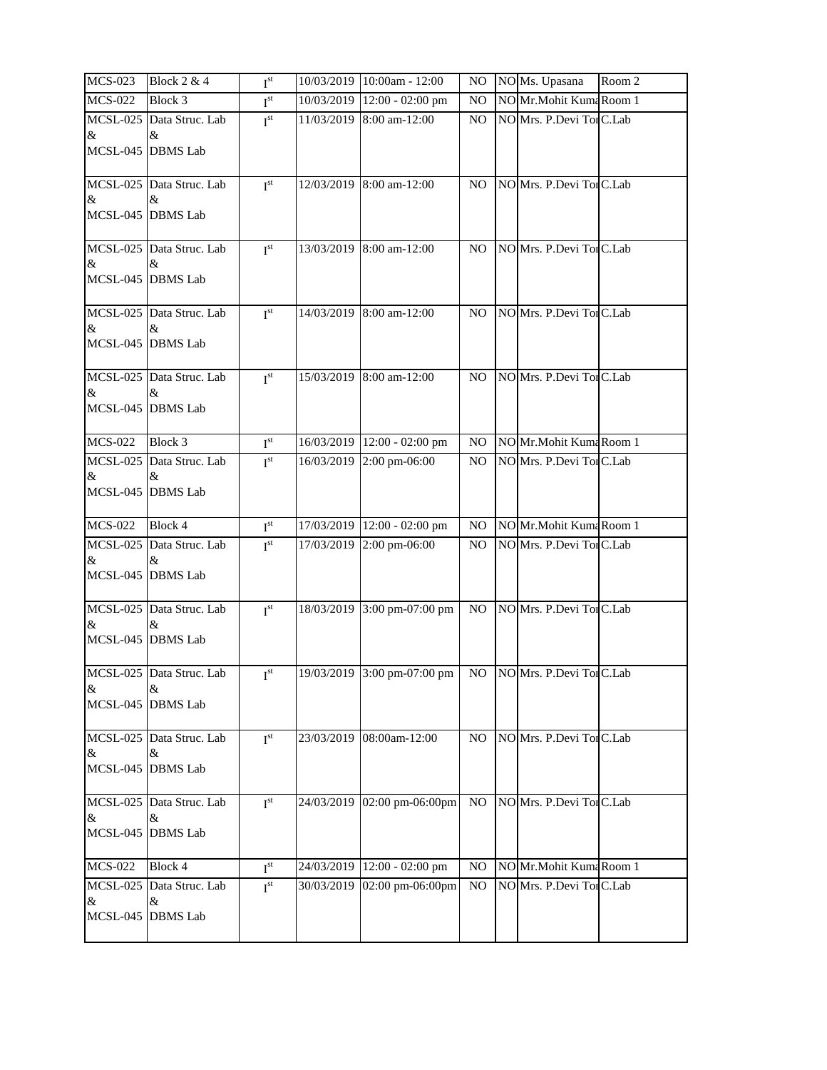| MCS-023 | Block 2 & 4 | I[st] | 10/03/2019 | 10:00am - 12:00 | NO | NO | Ms. Upasana | Room 2 |
|---|---|---|---|---|---|---|---|---|
| MCS-022 | Block 3 | I[st] | 10/03/2019 | 12:00 - 02:00 pm | NO | NO | Mr.Mohit Kuma | Room 1 |
| MCSL-025 & MCSL-045 | Data Struc. Lab & DBMS Lab | I[st] | 11/03/2019 | 8:00 am-12:00 | NO | NO | Mrs. P.Devi To | C.Lab |
| MCSL-025 & MCSL-045 | Data Struc. Lab & DBMS Lab | I[st] | 12/03/2019 | 8:00 am-12:00 | NO | NO | Mrs. P.Devi To | C.Lab |
| MCSL-025 & MCSL-045 | Data Struc. Lab & DBMS Lab | I[st] | 13/03/2019 | 8:00 am-12:00 | NO | NO | Mrs. P.Devi To | C.Lab |
| MCSL-025 & MCSL-045 | Data Struc. Lab & DBMS Lab | I[st] | 14/03/2019 | 8:00 am-12:00 | NO | NO | Mrs. P.Devi To | C.Lab |
| MCSL-025 & MCSL-045 | Data Struc. Lab & DBMS Lab | I[st] | 15/03/2019 | 8:00 am-12:00 | NO | NO | Mrs. P.Devi To | C.Lab |
| MCS-022 | Block 3 | I[st] | 16/03/2019 | 12:00 - 02:00 pm | NO | NO | Mr.Mohit Kuma | Room 1 |
| MCSL-025 & MCSL-045 | Data Struc. Lab & DBMS Lab | I[st] | 16/03/2019 | 2:00 pm-06:00 | NO | NO | Mrs. P.Devi To | C.Lab |
| MCS-022 | Block 4 | I[st] | 17/03/2019 | 12:00 - 02:00 pm | NO | NO | Mr.Mohit Kuma | Room 1 |
| MCSL-025 & MCSL-045 | Data Struc. Lab & DBMS Lab | I[st] | 17/03/2019 | 2:00 pm-06:00 | NO | NO | Mrs. P.Devi To | C.Lab |
| MCSL-025 & MCSL-045 | Data Struc. Lab & DBMS Lab | I[st] | 18/03/2019 | 3:00 pm-07:00 pm | NO | NO | Mrs. P.Devi To | C.Lab |
| MCSL-025 & MCSL-045 | Data Struc. Lab & DBMS Lab | I[st] | 19/03/2019 | 3:00 pm-07:00 pm | NO | NO | Mrs. P.Devi To | C.Lab |
| MCSL-025 & MCSL-045 | Data Struc. Lab & DBMS Lab | I[st] | 23/03/2019 | 08:00am-12:00 | NO | NO | Mrs. P.Devi To | C.Lab |
| MCSL-025 & MCSL-045 | Data Struc. Lab & DBMS Lab | I[st] | 24/03/2019 | 02:00 pm-06:00pm | NO | NO | Mrs. P.Devi To | C.Lab |
| MCS-022 | Block 4 | I[st] | 24/03/2019 | 12:00 - 02:00 pm | NO | NO | Mr.Mohit Kuma | Room 1 |
| MCSL-025 & MCSL-045 | Data Struc. Lab & DBMS Lab | I[st] | 30/03/2019 | 02:00 pm-06:00pm | NO | NO | Mrs. P.Devi To | C.Lab |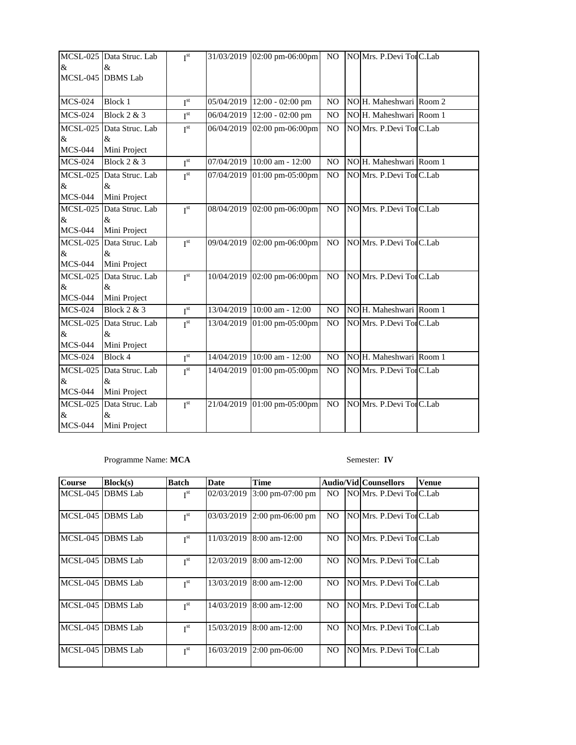| | | | | | | | | |
|---|---|---|---|---|---|---|---|---|
| MCSL-025 & MCSL-045 | Data Struc. Lab & DBMS Lab | I[st] | 31/03/2019 | 02:00 pm-06:00pm | NO | NO | Mrs. P.Devi To | C.Lab |
| MCS-024 | Block 1 | I[st] | 05/04/2019 | 12:00 - 02:00 pm | NO | NO | H. Maheshwari | Room 2 |
| MCS-024 | Block 2 & 3 | I[st] | 06/04/2019 | 12:00 - 02:00 pm | NO | NO | H. Maheshwari | Room 1 |
| MCSL-025 & MCS-044 | Data Struc. Lab & Mini Project | I[st] | 06/04/2019 | 02:00 pm-06:00pm | NO | NO | Mrs. P.Devi To | C.Lab |
| MCS-024 | Block 2 & 3 | I[st] | 07/04/2019 | 10:00 am - 12:00 | NO | NO | H. Maheshwari | Room 1 |
| MCSL-025 & MCS-044 | Data Struc. Lab & Mini Project | I[st] | 07/04/2019 | 01:00 pm-05:00pm | NO | NO | Mrs. P.Devi To | C.Lab |
| MCSL-025 & MCS-044 | Data Struc. Lab & Mini Project | I[st] | 08/04/2019 | 02:00 pm-06:00pm | NO | NO | Mrs. P.Devi To | C.Lab |
| MCSL-025 & MCS-044 | Data Struc. Lab & Mini Project | I[st] | 09/04/2019 | 02:00 pm-06:00pm | NO | NO | Mrs. P.Devi To | C.Lab |
| MCSL-025 & MCS-044 | Data Struc. Lab & Mini Project | I[st] | 10/04/2019 | 02:00 pm-06:00pm | NO | NO | Mrs. P.Devi To | C.Lab |
| MCS-024 | Block 2 & 3 | I[st] | 13/04/2019 | 10:00 am - 12:00 | NO | NO | H. Maheshwari | Room 1 |
| MCSL-025 & MCS-044 | Data Struc. Lab & Mini Project | I[st] | 13/04/2019 | 01:00 pm-05:00pm | NO | NO | Mrs. P.Devi To | C.Lab |
| MCS-024 | Block 4 | I[st] | 14/04/2019 | 10:00 am - 12:00 | NO | NO | H. Maheshwari | Room 1 |
| MCSL-025 & MCS-044 | Data Struc. Lab & Mini Project | I[st] | 14/04/2019 | 01:00 pm-05:00pm | NO | NO | Mrs. P.Devi To | C.Lab |
| MCSL-025 & MCS-044 | Data Struc. Lab & Mini Project | I[st] | 21/04/2019 | 01:00 pm-05:00pm | NO | NO | Mrs. P.Devi To | C.Lab |

Programme Name: **MCA** Semester: **IV**

| Course | Block(s) | Batch | Date | Time | Audio/Vid | | Counsellors | Venue |
|---|---|---|---|---|---|---|---|---|
| MCSL-045 | DBMS Lab | I[st] | 02/03/2019 | 3:00 pm-07:00 pm | NO | NO | Mrs. P.Devi To | C.Lab |
| MCSL-045 | DBMS Lab | I[st] | 03/03/2019 | 2:00 pm-06:00 pm | NO | NO | Mrs. P.Devi To | C.Lab |
| MCSL-045 | DBMS Lab | I[st] | 11/03/2019 | 8:00 am-12:00 | NO | NO | Mrs. P.Devi To | C.Lab |
| MCSL-045 | DBMS Lab | I[st] | 12/03/2019 | 8:00 am-12:00 | NO | NO | Mrs. P.Devi To | C.Lab |
| MCSL-045 | DBMS Lab | I[st] | 13/03/2019 | 8:00 am-12:00 | NO | NO | Mrs. P.Devi To | C.Lab |
| MCSL-045 | DBMS Lab | I[st] | 14/03/2019 | 8:00 am-12:00 | NO | NO | Mrs. P.Devi To | C.Lab |
| MCSL-045 | DBMS Lab | I[st] | 15/03/2019 | 8:00 am-12:00 | NO | NO | Mrs. P.Devi To | C.Lab |
| MCSL-045 | DBMS Lab | I[st] | 16/03/2019 | 2:00 pm-06:00 | NO | NO | Mrs. P.Devi To | C.Lab |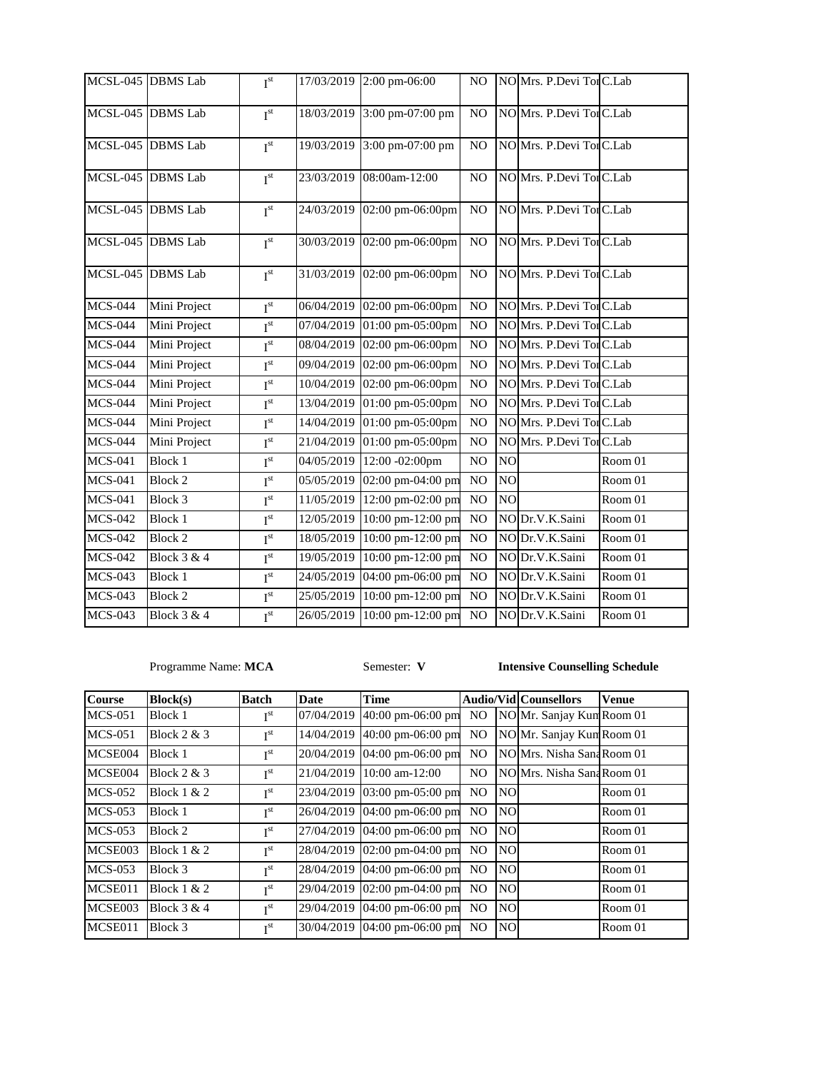| | | | | | | | | |
|---|---|---|---|---|---|---|---|---|
| MCSL-045 | DBMS Lab | I$^{st}$ | 17/03/2019 | 2:00 pm-06:00 | NO | NO | Mrs. P.Devi Tor | C.Lab |
| MCSL-045 | DBMS Lab | I$^{st}$ | 18/03/2019 | 3:00 pm-07:00 pm | NO | NO | Mrs. P.Devi Tor | C.Lab |
| MCSL-045 | DBMS Lab | I$^{st}$ | 19/03/2019 | 3:00 pm-07:00 pm | NO | NO | Mrs. P.Devi Tor | C.Lab |
| MCSL-045 | DBMS Lab | I$^{st}$ | 23/03/2019 | 08:00am-12:00 | NO | NO | Mrs. P.Devi Tor | C.Lab |
| MCSL-045 | DBMS Lab | I$^{st}$ | 24/03/2019 | 02:00 pm-06:00pm | NO | NO | Mrs. P.Devi Tor | C.Lab |
| MCSL-045 | DBMS Lab | I$^{st}$ | 30/03/2019 | 02:00 pm-06:00pm | NO | NO | Mrs. P.Devi Tor | C.Lab |
| MCSL-045 | DBMS Lab | I$^{st}$ | 31/03/2019 | 02:00 pm-06:00pm | NO | NO | Mrs. P.Devi Tor | C.Lab |
| MCS-044 | Mini Project | I$^{st}$ | 06/04/2019 | 02:00 pm-06:00pm | NO | NO | Mrs. P.Devi Tor | C.Lab |
| MCS-044 | Mini Project | I$^{st}$ | 07/04/2019 | 01:00 pm-05:00pm | NO | NO | Mrs. P.Devi Tor | C.Lab |
| MCS-044 | Mini Project | I$^{st}$ | 08/04/2019 | 02:00 pm-06:00pm | NO | NO | Mrs. P.Devi Tor | C.Lab |
| MCS-044 | Mini Project | I$^{st}$ | 09/04/2019 | 02:00 pm-06:00pm | NO | NO | Mrs. P.Devi Tor | C.Lab |
| MCS-044 | Mini Project | I$^{st}$ | 10/04/2019 | 02:00 pm-06:00pm | NO | NO | Mrs. P.Devi Tor | C.Lab |
| MCS-044 | Mini Project | I$^{st}$ | 13/04/2019 | 01:00 pm-05:00pm | NO | NO | Mrs. P.Devi Tor | C.Lab |
| MCS-044 | Mini Project | I$^{st}$ | 14/04/2019 | 01:00 pm-05:00pm | NO | NO | Mrs. P.Devi Tor | C.Lab |
| MCS-044 | Mini Project | I$^{st}$ | 21/04/2019 | 01:00 pm-05:00pm | NO | NO | Mrs. P.Devi Tor | C.Lab |
| MCS-041 | Block 1 | I$^{st}$ | 04/05/2019 | 12:00 -02:00pm | NO | NO | | Room 01 |
| MCS-041 | Block 2 | I$^{st}$ | 05/05/2019 | 02:00 pm-04:00 pm | NO | NO | | Room 01 |
| MCS-041 | Block 3 | I$^{st}$ | 11/05/2019 | 12:00 pm-02:00 pm | NO | NO | | Room 01 |
| MCS-042 | Block 1 | I$^{st}$ | 12/05/2019 | 10:00 pm-12:00 pm | NO | NO | Dr.V.K.Saini | Room 01 |
| MCS-042 | Block 2 | I$^{st}$ | 18/05/2019 | 10:00 pm-12:00 pm | NO | NO | Dr.V.K.Saini | Room 01 |
| MCS-042 | Block 3 & 4 | I$^{st}$ | 19/05/2019 | 10:00 pm-12:00 pm | NO | NO | Dr.V.K.Saini | Room 01 |
| MCS-043 | Block 1 | I$^{st}$ | 24/05/2019 | 04:00 pm-06:00 pm | NO | NO | Dr.V.K.Saini | Room 01 |
| MCS-043 | Block 2 | I$^{st}$ | 25/05/2019 | 10:00 pm-12:00 pm | NO | NO | Dr.V.K.Saini | Room 01 |
| MCS-043 | Block 3 & 4 | I$^{st}$ | 26/05/2019 | 10:00 pm-12:00 pm | NO | NO | Dr.V.K.Saini | Room 01 |

Programme Name: **MCA** Semester: **V** **Intensive Counselling Schedule**

| Course | Block(s) | Batch | Date | Time | Audio/Vid | | Counsellors | Venue |
|---|---|---|---|---|---|---|---|---|
| MCS-051 | Block 1 | I$^{st}$ | 07/04/2019 | 40:00 pm-06:00 pm | NO | NO | Mr. Sanjay Kum | Room 01 |
| MCS-051 | Block 2 & 3 | I$^{st}$ | 14/04/2019 | 40:00 pm-06:00 pm | NO | NO | Mr. Sanjay Kum | Room 01 |
| MCSE004 | Block 1 | I$^{st}$ | 20/04/2019 | 04:00 pm-06:00 pm | NO | NO | Mrs. Nisha Sana | Room 01 |
| MCSE004 | Block 2 & 3 | I$^{st}$ | 21/04/2019 | 10:00 am-12:00 | NO | NO | Mrs. Nisha Sana | Room 01 |
| MCS-052 | Block 1 & 2 | I$^{st}$ | 23/04/2019 | 03:00 pm-05:00 pm | NO | NO | | Room 01 |
| MCS-053 | Block 1 | I$^{st}$ | 26/04/2019 | 04:00 pm-06:00 pm | NO | NO | | Room 01 |
| MCS-053 | Block 2 | I$^{st}$ | 27/04/2019 | 04:00 pm-06:00 pm | NO | NO | | Room 01 |
| MCSE003 | Block 1 & 2 | I$^{st}$ | 28/04/2019 | 02:00 pm-04:00 pm | NO | NO | | Room 01 |
| MCS-053 | Block 3 | I$^{st}$ | 28/04/2019 | 04:00 pm-06:00 pm | NO | NO | | Room 01 |
| MCSE011 | Block 1 & 2 | I$^{st}$ | 29/04/2019 | 02:00 pm-04:00 pm | NO | NO | | Room 01 |
| MCSE003 | Block 3 & 4 | I$^{st}$ | 29/04/2019 | 04:00 pm-06:00 pm | NO | NO | | Room 01 |
| MCSE011 | Block 3 | I$^{st}$ | 30/04/2019 | 04:00 pm-06:00 pm | NO | NO | | Room 01 |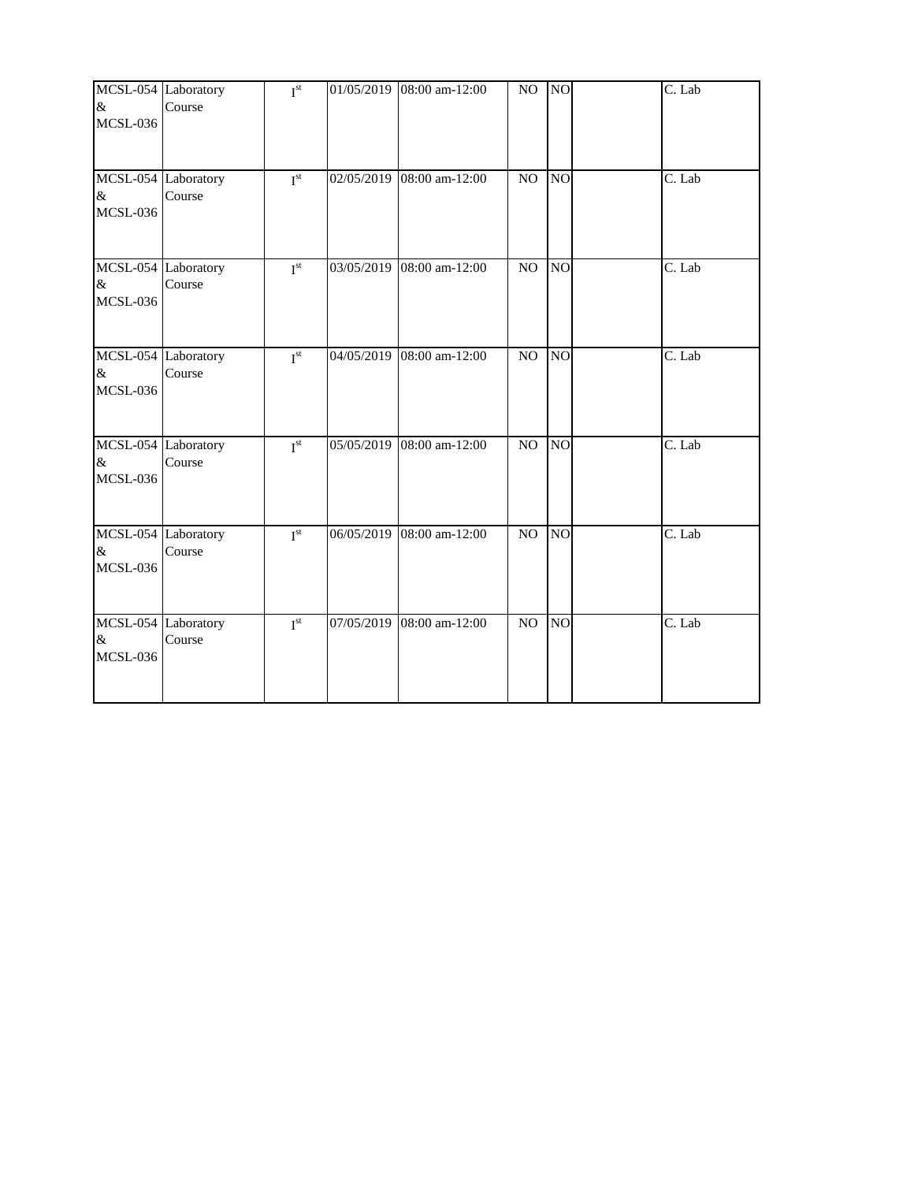| | | | | | | | | |
|---|---|---|---|---|---|---|---|---|
| MCSL-054 & MCSL-036 | Laboratory Course | I[st] | 01/05/2019 | 08:00 am-12:00 | NO | NO | | C. Lab |
| MCSL-054 & MCSL-036 | Laboratory Course | I[st] | 02/05/2019 | 08:00 am-12:00 | NO | NO | | C. Lab |
| MCSL-054 & MCSL-036 | Laboratory Course | I[st] | 03/05/2019 | 08:00 am-12:00 | NO | NO | | C. Lab |
| MCSL-054 & MCSL-036 | Laboratory Course | I[st] | 04/05/2019 | 08:00 am-12:00 | NO | NO | | C. Lab |
| MCSL-054 & MCSL-036 | Laboratory Course | I[st] | 05/05/2019 | 08:00 am-12:00 | NO | NO | | C. Lab |
| MCSL-054 & MCSL-036 | Laboratory Course | I[st] | 06/05/2019 | 08:00 am-12:00 | NO | NO | | C. Lab |
| MCSL-054 & MCSL-036 | Laboratory Course | I[st] | 07/05/2019 | 08:00 am-12:00 | NO | NO | | C. Lab |